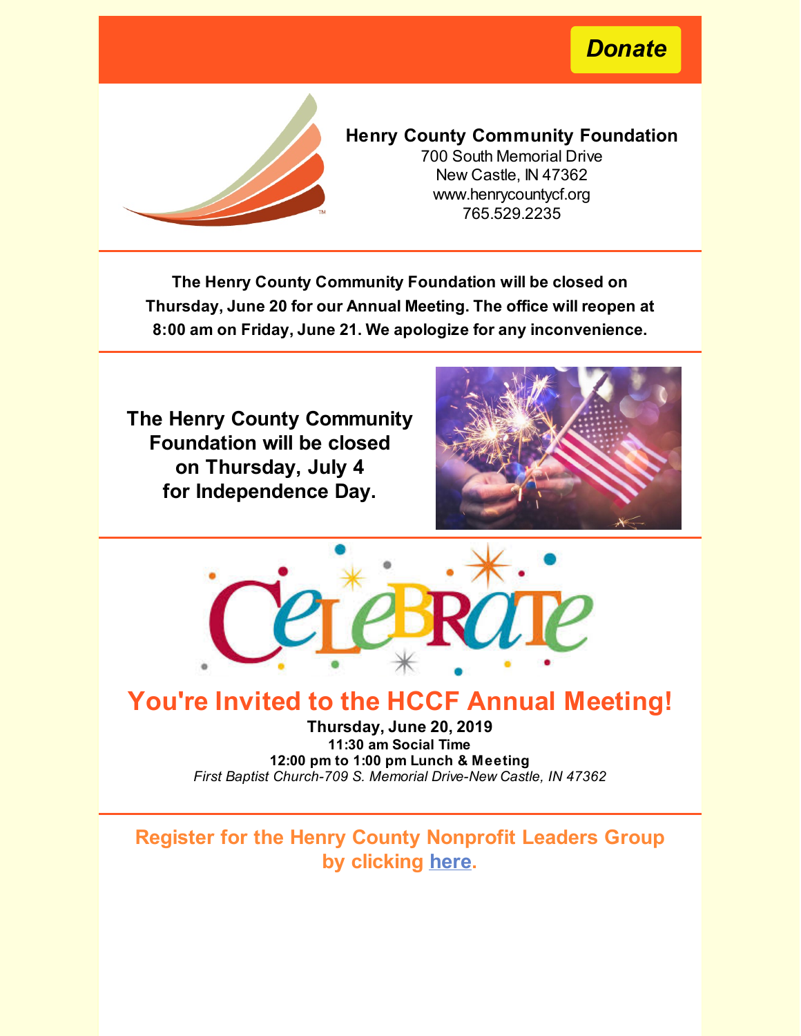**Donate**

**Henry County Community Foundation**
700 South Memorial Drive
New Castle, IN 47362
www.henrycountycf.org
765.529.2235

**The Henry County Community Foundation will be closed on Thursday, June 20 for our Annual Meeting. The office will reopen at 8:00 am on Friday, June 21. We apologize for any inconvenience.**

**The Henry County Community Foundation will be closed on Thursday, July 4 for Independence Day.**

CELEBRATE

## You're Invited to the HCCF Annual Meeting!

**Thursday, June 20, 2019**
**11:30 am Social Time**
**12:00 pm to 1:00 pm Lunch & Meeting**
*First Baptist Church-709 S. Memorial Drive-New Castle, IN 47362*

**Register for the Henry County Nonprofit Leaders Group by clicking here.**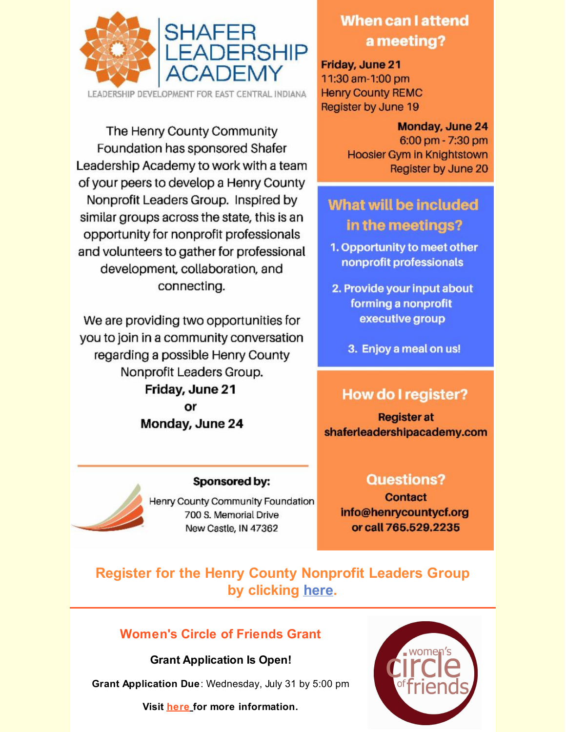# SHAFER LEADERSHIP ACADEMY

LEADERSHIP DEVELOPMENT FOR EAST CENTRAL INDIANA

The Henry County Community Foundation has sponsored Shafer Leadership Academy to work with a team of your peers to develop a Henry County Nonprofit Leaders Group. Inspired by similar groups across the state, this is an opportunity for nonprofit professionals and volunteers to gather for professional development, collaboration, and connecting.

We are providing two opportunities for you to join in a community conversation regarding a possible Henry County Nonprofit Leaders Group.

**Friday, June 21**
**or**
**Monday, June 24**

**Sponsored by:**

Henry County Community Foundation
700 S. Memorial Drive
New Castle, IN 47362

## When can I attend a meeting?

**Friday, June 21**
11:30 am-1:00 pm
Henry County REMC
Register by June 19

**Monday, June 24**
6:00 pm - 7:30 pm
Hoosier Gym in Knightstown
Register by June 20

## What will be included in the meetings?

1. Opportunity to meet other nonprofit professionals
2. Provide your input about forming a nonprofit executive group
3. Enjoy a meal on us!

## How do I register?

**Register at shaferleadershipacademy.com**

## Questions?

**Contact info@henrycountycf.org or call 765.529.2235**

**Register for the Henry County Nonprofit Leaders Group by clicking here.**

---

## Women's Circle of Friends Grant

**Grant Application Is Open!**

**Grant Application Due**: Wednesday, July 31 by 5:00 pm

**Visit here for more information.**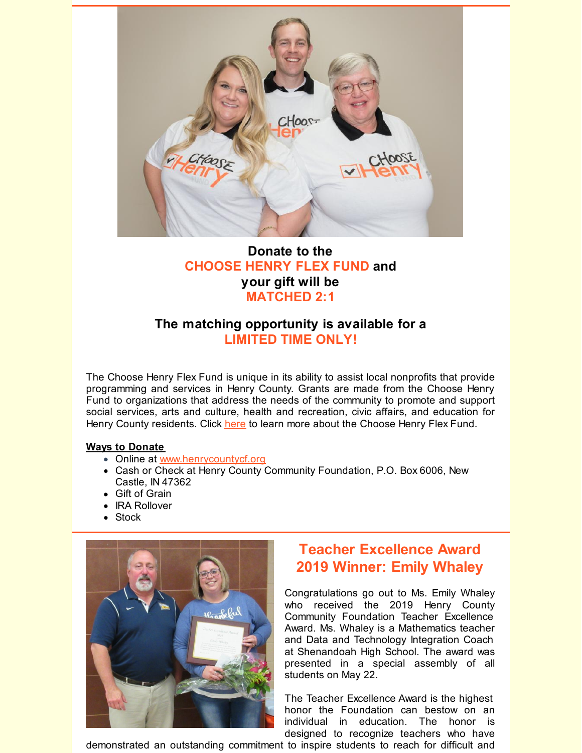**Donate to the**
**CHOOSE HENRY FLEX FUND and**
**your gift will be**
**MATCHED 2:1**

**The matching opportunity is available for a**
**LIMITED TIME ONLY!**

The Choose Henry Flex Fund is unique in its ability to assist local nonprofits that provide programming and services in Henry County. Grants are made from the Choose Henry Fund to organizations that address the needs of the community to promote and support social services, arts and culture, health and recreation, civic affairs, and education for Henry County residents. Click here to learn more about the Choose Henry Flex Fund.

**Ways to Donate**

- Online at www.henrycountycf.org
- Cash or Check at Henry County Community Foundation, P.O. Box 6006, New Castle, IN 47362
- Gift of Grain
- IRA Rollover
- Stock

## Teacher Excellence Award 2019 Winner: Emily Whaley

Congratulations go out to Ms. Emily Whaley who received the 2019 Henry County Community Foundation Teacher Excellence Award. Ms. Whaley is a Mathematics teacher and Data and Technology Integration Coach at Shenandoah High School. The award was presented in a special assembly of all students on May 22.

The Teacher Excellence Award is the highest honor the Foundation can bestow on an individual in education. The honor is designed to recognize teachers who have demonstrated an outstanding commitment to inspire students to reach for difficult and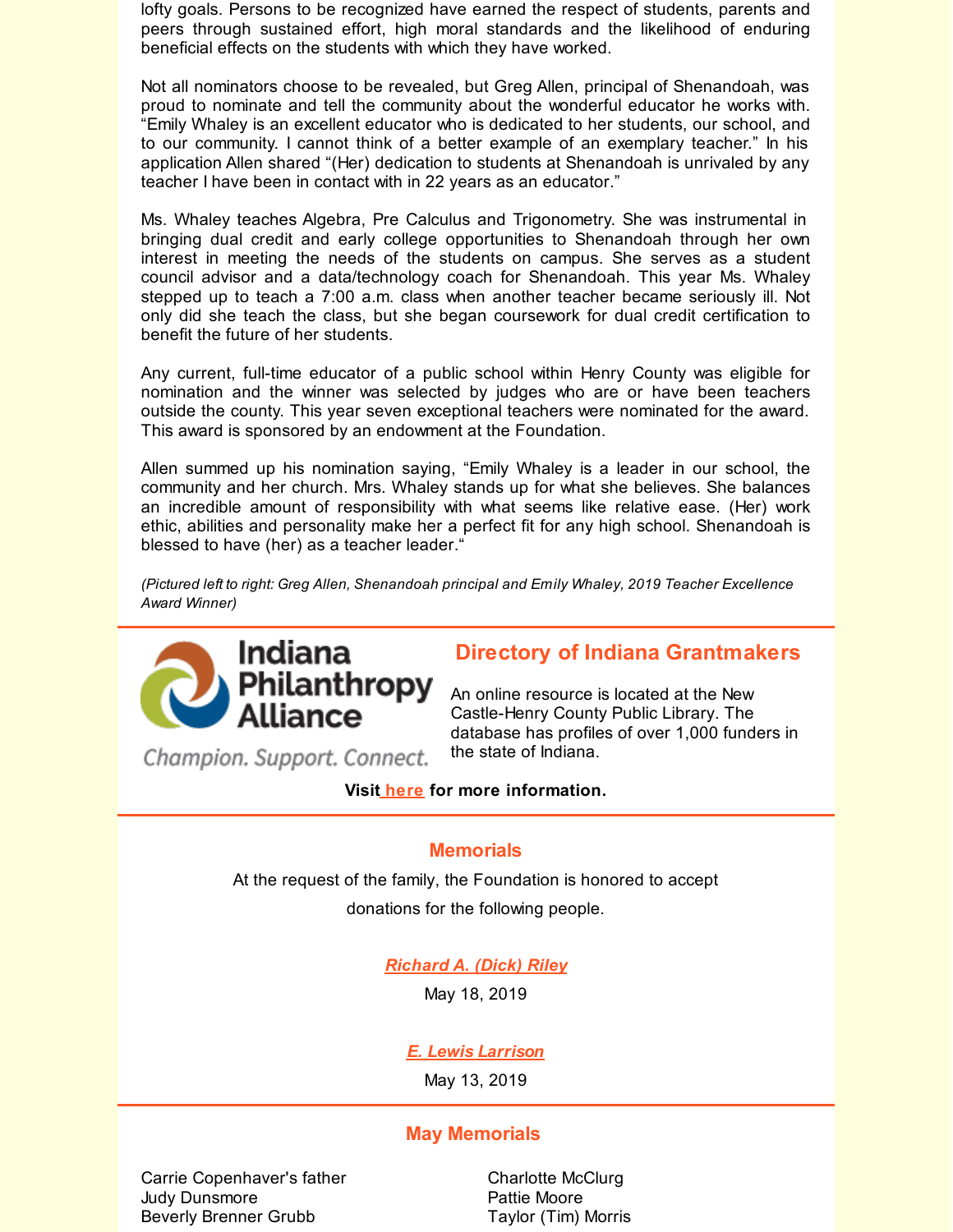lofty goals. Persons to be recognized have earned the respect of students, parents and peers through sustained effort, high moral standards and the likelihood of enduring beneficial effects on the students with which they have worked.

Not all nominators choose to be revealed, but Greg Allen, principal of Shenandoah, was proud to nominate and tell the community about the wonderful educator he works with. "Emily Whaley is an excellent educator who is dedicated to her students, our school, and to our community. I cannot think of a better example of an exemplary teacher." In his application Allen shared "(Her) dedication to students at Shenandoah is unrivaled by any teacher I have been in contact with in 22 years as an educator."

Ms. Whaley teaches Algebra, Pre Calculus and Trigonometry. She was instrumental in bringing dual credit and early college opportunities to Shenandoah through her own interest in meeting the needs of the students on campus. She serves as a student council advisor and a data/technology coach for Shenandoah. This year Ms. Whaley stepped up to teach a 7:00 a.m. class when another teacher became seriously ill. Not only did she teach the class, but she began coursework for dual credit certification to benefit the future of her students.

Any current, full-time educator of a public school within Henry County was eligible for nomination and the winner was selected by judges who are or have been teachers outside the county. This year seven exceptional teachers were nominated for the award. This award is sponsored by an endowment at the Foundation.

Allen summed up his nomination saying, "Emily Whaley is a leader in our school, the community and her church. Mrs. Whaley stands up for what she believes. She balances an incredible amount of responsibility with what seems like relative ease. (Her) work ethic, abilities and personality make her a perfect fit for any high school. Shenandoah is blessed to have (her) as a teacher leader."

*(Pictured left to right: Greg Allen, Shenandoah principal and Emily Whaley, 2019 Teacher Excellence Award Winner)*

Indiana Philanthropy Alliance

Champion. Support. Connect.

## Directory of Indiana Grantmakers

An online resource is located at the New Castle-Henry County Public Library. The database has profiles of over 1,000 funders in the state of Indiana.

**Visit here for more information.**

## Memorials

At the request of the family, the Foundation is honored to accept donations for the following people.

***Richard A. (Dick) Riley***

May 18, 2019

***E. Lewis Larrison***

May 13, 2019

## May Memorials

Carrie Copenhaver's father
Judy Dunsmore
Beverly Brenner Grubb
Charlotte McClurg
Pattie Moore
Taylor (Tim) Morris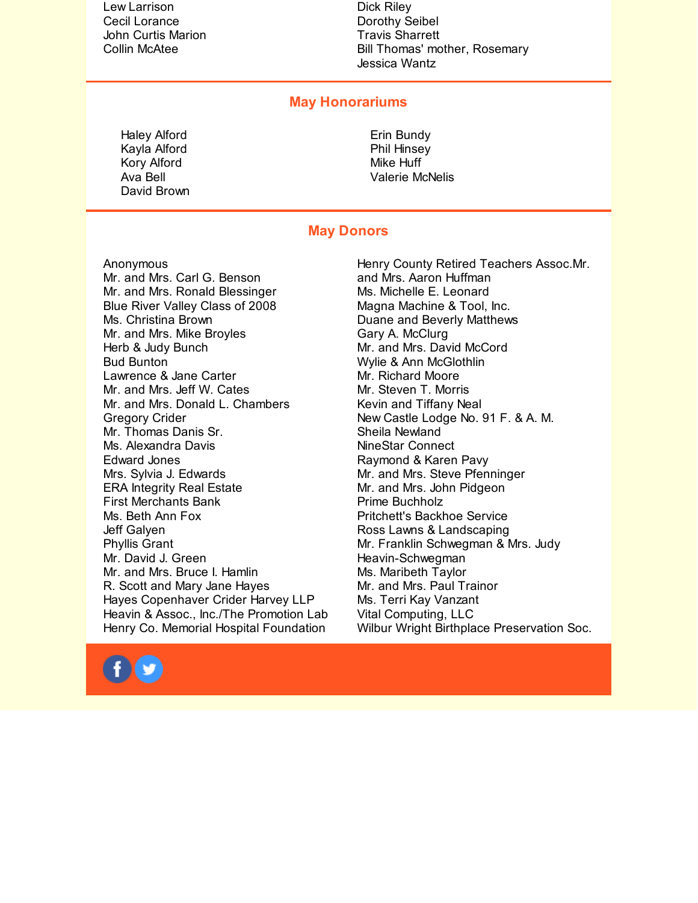Lew Larrison
Cecil Lorance
John Curtis Marion
Collin McAtee
Dick Riley
Dorothy Seibel
Travis Sharrett
Bill Thomas' mother, Rosemary
Jessica Wantz

## May Honorariums

Haley Alford
Kayla Alford
Kory Alford
Ava Bell
David Brown
Erin Bundy
Phil Hinsey
Mike Huff
Valerie McNelis

## May Donors

Anonymous
Mr. and Mrs. Carl G. Benson
Mr. and Mrs. Ronald Blessinger
Blue River Valley Class of 2008
Ms. Christina Brown
Mr. and Mrs. Mike Broyles
Herb & Judy Bunch
Bud Bunton
Lawrence & Jane Carter
Mr. and Mrs. Jeff W. Cates
Mr. and Mrs. Donald L. Chambers
Gregory Crider
Mr. Thomas Danis Sr.
Ms. Alexandra Davis
Edward Jones
Mrs. Sylvia J. Edwards
ERA Integrity Real Estate
First Merchants Bank
Ms. Beth Ann Fox
Jeff Galyen
Phyllis Grant
Mr. David J. Green
Mr. and Mrs. Bruce I. Hamlin
R. Scott and Mary Jane Hayes
Hayes Copenhaver Crider Harvey LLP
Heavin & Assoc., Inc./The Promotion Lab
Henry Co. Memorial Hospital Foundation
Henry County Retired Teachers Assoc.Mr. and Mrs. Aaron Huffman
Ms. Michelle E. Leonard
Magna Machine & Tool, Inc.
Duane and Beverly Matthews
Gary A. McClurg
Mr. and Mrs. David McCord
Wylie & Ann McGlothlin
Mr. Richard Moore
Mr. Steven T. Morris
Kevin and Tiffany Neal
New Castle Lodge No. 91 F. & A. M.
Sheila Newland
NineStar Connect
Raymond & Karen Pavy
Mr. and Mrs. Steve Pfenninger
Mr. and Mrs. John Pidgeon
Prime Buchholz
Pritchett's Backhoe Service
Ross Lawns & Landscaping
Mr. Franklin Schwegman & Mrs. Judy Heavin-Schwegman
Ms. Maribeth Taylor
Mr. and Mrs. Paul Trainor
Ms. Terri Kay Vanzant
Vital Computing, LLC
Wilbur Wright Birthplace Preservation Soc.